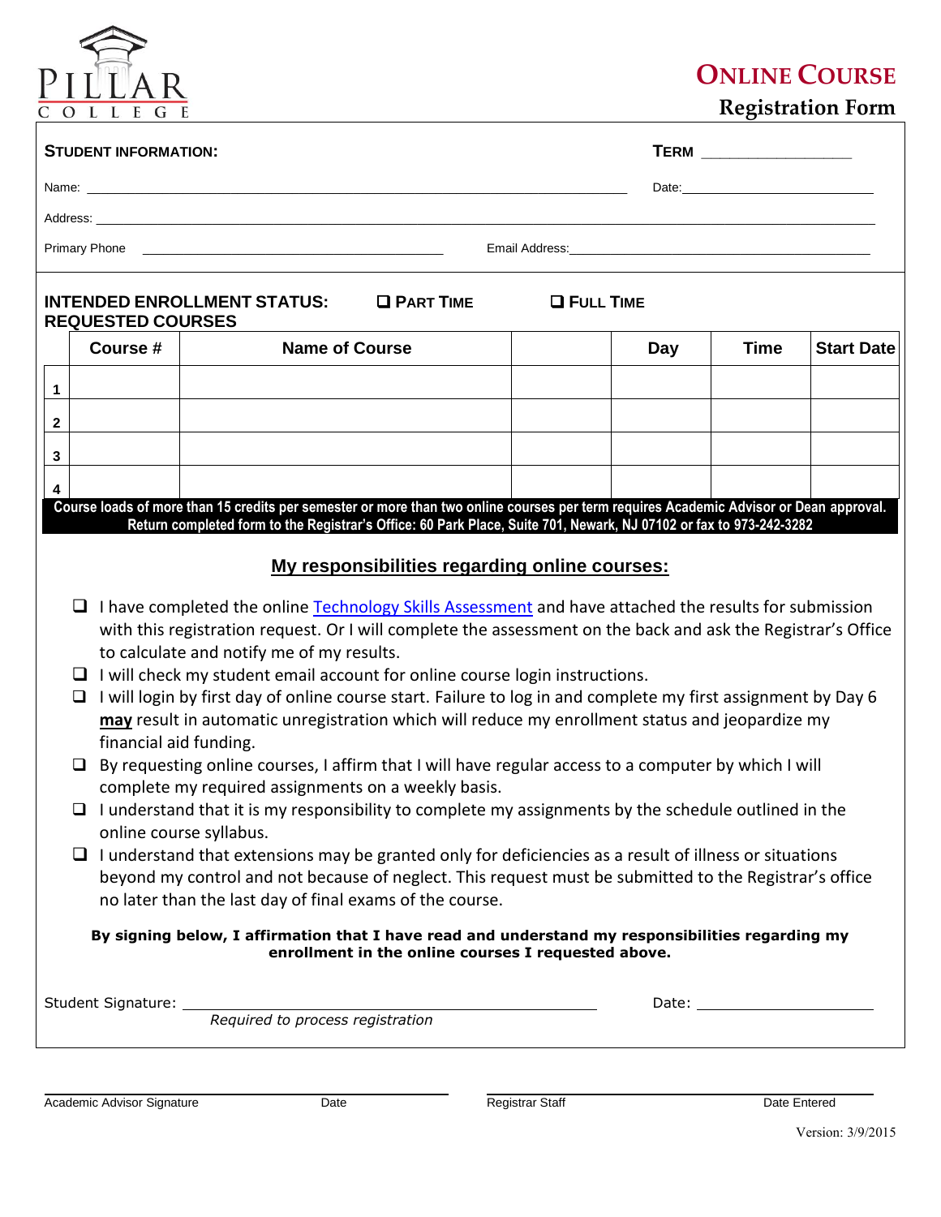PILLAR COLLEGE

# ONLINE COURSE
## Registration Form

**STUDENT INFORMATION:** **TERM** ________________

Name: ______________________________ Date: ______________

Address: ______________________________

Primary Phone ______________________ Email Address: ______________________

**INTENDED ENROLLMENT STATUS:** ❑ **PART TIME** ❑ **FULL TIME**

**REQUESTED COURSES**

| | Course # | Name of Course | | Day | Time | Start Date |
|---|---|---|---|---|---|---|
| 1 | | | | | | |
| 2 | | | | | | |
| 3 | | | | | | |
| 4 | | | | | | |

**Course loads of more than 15 credits per semester or more than two online courses per term requires Academic Advisor or Dean approval.**
**Return completed form to the Registrar's Office: 60 Park Place, Suite 701, Newark, NJ 07102 or fax to 973-242-3282**

## My responsibilities regarding online courses:

- ❑ I have completed the online Technology Skills Assessment and have attached the results for submission with this registration request. Or I will complete the assessment on the back and ask the Registrar's Office to calculate and notify me of my results.
- ❑ I will check my student email account for online course login instructions.
- ❑ I will login by first day of online course start. Failure to log in and complete my first assignment by Day 6 **may** result in automatic unregistration which will reduce my enrollment status and jeopardize my financial aid funding.
- ❑ By requesting online courses, I affirm that I will have regular access to a computer by which I will complete my required assignments on a weekly basis.
- ❑ I understand that it is my responsibility to complete my assignments by the schedule outlined in the online course syllabus.
- ❑ I understand that extensions may be granted only for deficiencies as a result of illness or situations beyond my control and not because of neglect. This request must be submitted to the Registrar's office no later than the last day of final exams of the course.

**By signing below, I affirmation that I have read and understand my responsibilities regarding my enrollment in the online courses I requested above.**

Student Signature: ______________________________ Date: ______________
*Required to process registration*

______________________________ ______________________________
Academic Advisor Signature Date Registrar Staff Date Entered

Version: 3/9/2015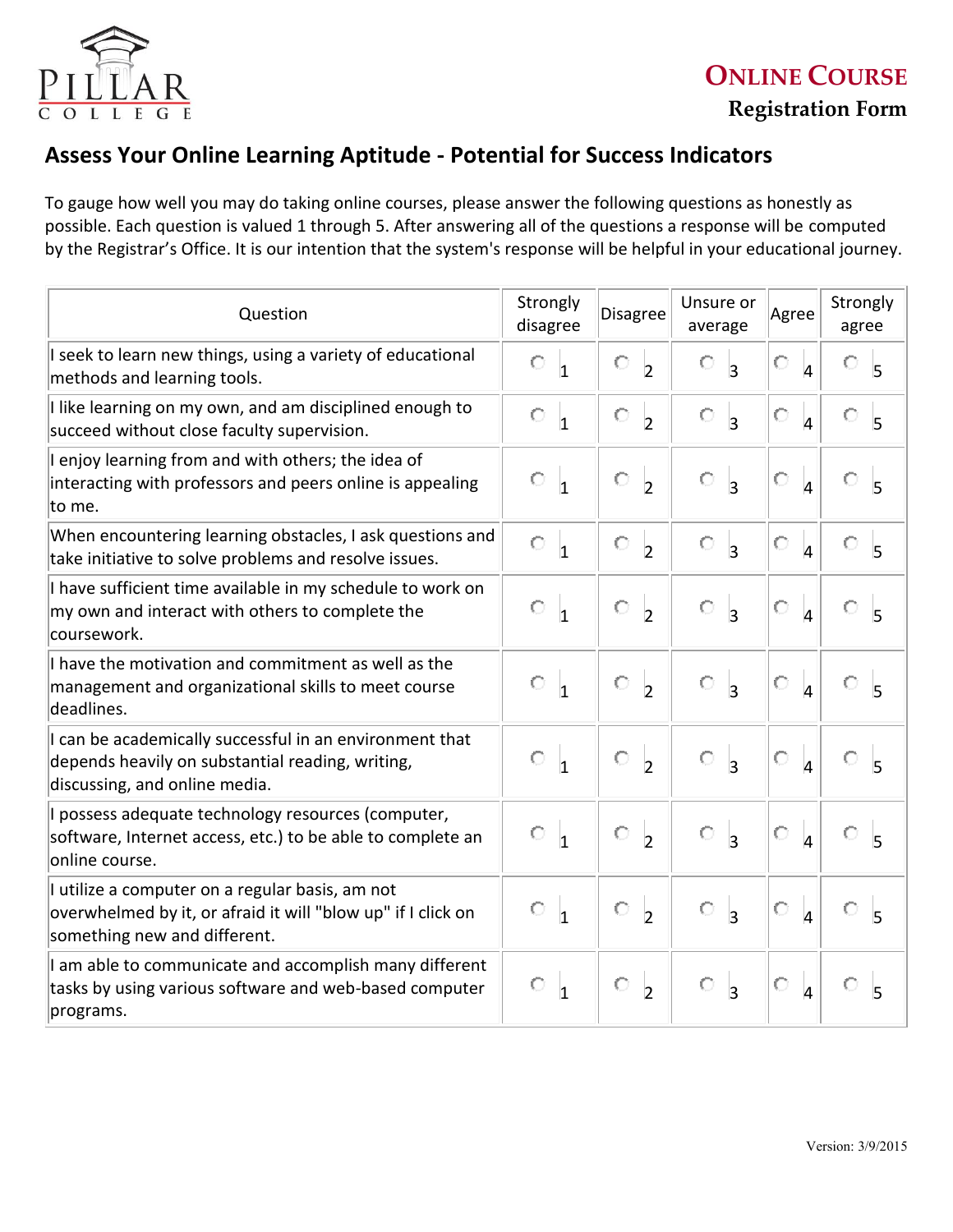PILLAR COLLEGE

**ONLINE COURSE**
**Registration Form**

## Assess Your Online Learning Aptitude - Potential for Success Indicators

To gauge how well you may do taking online courses, please answer the following questions as honestly as possible. Each question is valued 1 through 5. After answering all of the questions a response will be computed by the Registrar's Office. It is our intention that the system's response will be helpful in your educational journey.

| Question | Strongly disagree | Disagree | Unsure or average | Agree | Strongly agree |
|---|---|---|---|---|---|
| I seek to learn new things, using a variety of educational methods and learning tools. | ○ 1 | ○ 2 | ○ 3 | ○ 4 | ○ 5 |
| I like learning on my own, and am disciplined enough to succeed without close faculty supervision. | ○ 1 | ○ 2 | ○ 3 | ○ 4 | ○ 5 |
| I enjoy learning from and with others; the idea of interacting with professors and peers online is appealing to me. | ○ 1 | ○ 2 | ○ 3 | ○ 4 | ○ 5 |
| When encountering learning obstacles, I ask questions and take initiative to solve problems and resolve issues. | ○ 1 | ○ 2 | ○ 3 | ○ 4 | ○ 5 |
| I have sufficient time available in my schedule to work on my own and interact with others to complete the coursework. | ○ 1 | ○ 2 | ○ 3 | ○ 4 | ○ 5 |
| I have the motivation and commitment as well as the management and organizational skills to meet course deadlines. | ○ 1 | ○ 2 | ○ 3 | ○ 4 | ○ 5 |
| I can be academically successful in an environment that depends heavily on substantial reading, writing, discussing, and online media. | ○ 1 | ○ 2 | ○ 3 | ○ 4 | ○ 5 |
| I possess adequate technology resources (computer, software, Internet access, etc.) to be able to complete an online course. | ○ 1 | ○ 2 | ○ 3 | ○ 4 | ○ 5 |
| I utilize a computer on a regular basis, am not overwhelmed by it, or afraid it will "blow up" if I click on something new and different. | ○ 1 | ○ 2 | ○ 3 | ○ 4 | ○ 5 |
| I am able to communicate and accomplish many different tasks by using various software and web-based computer programs. | ○ 1 | ○ 2 | ○ 3 | ○ 4 | ○ 5 |

Version: 3/9/2015